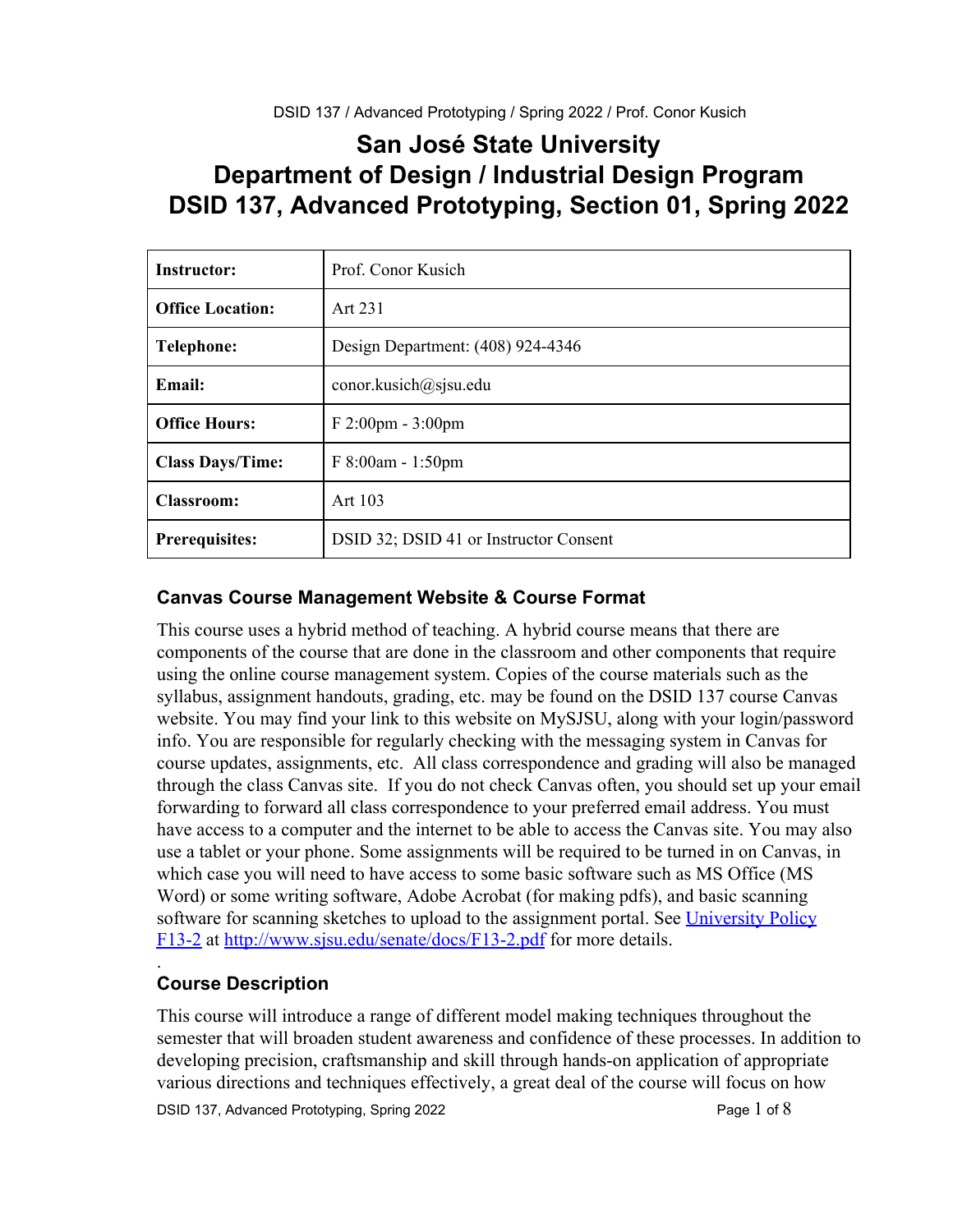# San José State University
# Department of Design / Industrial Design Program
# DSID 137, Advanced Prototyping, Section 01, Spring 2022

| | |
|---|---|
| **Instructor:** | Prof. Conor Kusich |
| **Office Location:** | Art 231 |
| **Telephone:** | Design Department: (408) 924-4346 |
| **Email:** | conor.kusich@sjsu.edu |
| **Office Hours:** | F 2:00pm - 3:00pm |
| **Class Days/Time:** | F 8:00am - 1:50pm |
| **Classroom:** | Art 103 |
| **Prerequisites:** | DSID 32; DSID 41 or Instructor Consent |

## Canvas Course Management Website & Course Format

This course uses a hybrid method of teaching. A hybrid course means that there are components of the course that are done in the classroom and other components that require using the online course management system. Copies of the course materials such as the syllabus, assignment handouts, grading, etc. may be found on the DSID 137 course Canvas website. You may find your link to this website on MySJSU, along with your login/password info. You are responsible for regularly checking with the messaging system in Canvas for course updates, assignments, etc. All class correspondence and grading will also be managed through the class Canvas site. If you do not check Canvas often, you should set up your email forwarding to forward all class correspondence to your preferred email address. You must have access to a computer and the internet to be able to access the Canvas site. You may also use a tablet or your phone. Some assignments will be required to be turned in on Canvas, in which case you will need to have access to some basic software such as MS Office (MS Word) or some writing software, Adobe Acrobat (for making pdfs), and basic scanning software for scanning sketches to upload to the assignment portal. See [University Policy F13-2](http://www.sjsu.edu/senate/docs/F13-2.pdf) at http://www.sjsu.edu/senate/docs/F13-2.pdf for more details.

## Course Description

This course will introduce a range of different model making techniques throughout the semester that will broaden student awareness and confidence of these processes. In addition to developing precision, craftsmanship and skill through hands-on application of appropriate various directions and techniques effectively, a great deal of the course will focus on how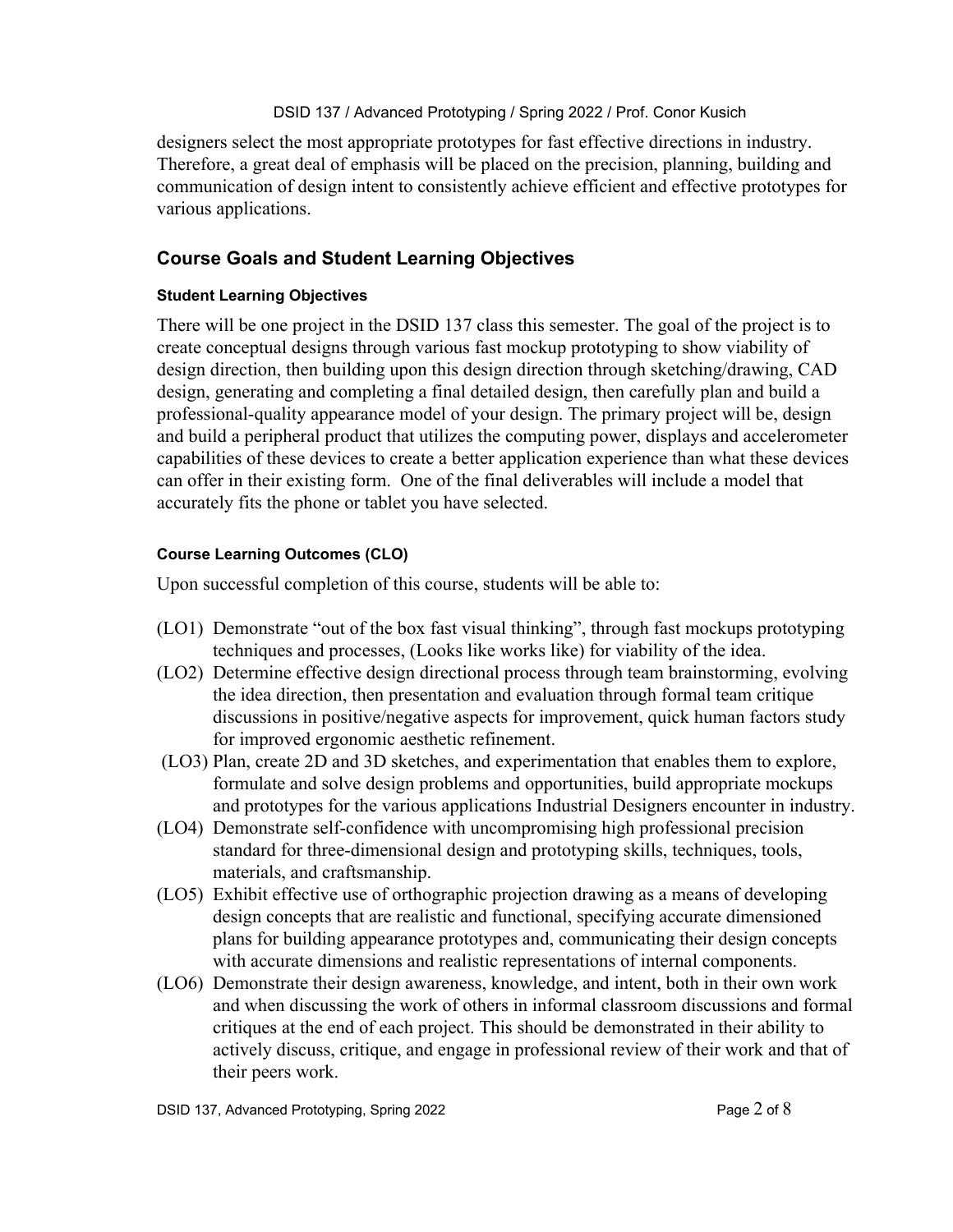designers select the most appropriate prototypes for fast effective directions in industry. Therefore, a great deal of emphasis will be placed on the precision, planning, building and communication of design intent to consistently achieve efficient and effective prototypes for various applications.

## Course Goals and Student Learning Objectives

#### Student Learning Objectives

There will be one project in the DSID 137 class this semester. The goal of the project is to create conceptual designs through various fast mockup prototyping to show viability of design direction, then building upon this design direction through sketching/drawing, CAD design, generating and completing a final detailed design, then carefully plan and build a professional-quality appearance model of your design. The primary project will be, design and build a peripheral product that utilizes the computing power, displays and accelerometer capabilities of these devices to create a better application experience than what these devices can offer in their existing form. One of the final deliverables will include a model that accurately fits the phone or tablet you have selected.

#### Course Learning Outcomes (CLO)

Upon successful completion of this course, students will be able to:

- (LO1) Demonstrate "out of the box fast visual thinking", through fast mockups prototyping techniques and processes, (Looks like works like) for viability of the idea.
- (LO2) Determine effective design directional process through team brainstorming, evolving the idea direction, then presentation and evaluation through formal team critique discussions in positive/negative aspects for improvement, quick human factors study for improved ergonomic aesthetic refinement.
- (LO3) Plan, create 2D and 3D sketches, and experimentation that enables them to explore, formulate and solve design problems and opportunities, build appropriate mockups and prototypes for the various applications Industrial Designers encounter in industry.
- (LO4) Demonstrate self-confidence with uncompromising high professional precision standard for three-dimensional design and prototyping skills, techniques, tools, materials, and craftsmanship.
- (LO5) Exhibit effective use of orthographic projection drawing as a means of developing design concepts that are realistic and functional, specifying accurate dimensioned plans for building appearance prototypes and, communicating their design concepts with accurate dimensions and realistic representations of internal components.
- (LO6) Demonstrate their design awareness, knowledge, and intent, both in their own work and when discussing the work of others in informal classroom discussions and formal critiques at the end of each project. This should be demonstrated in their ability to actively discuss, critique, and engage in professional review of their work and that of their peers work.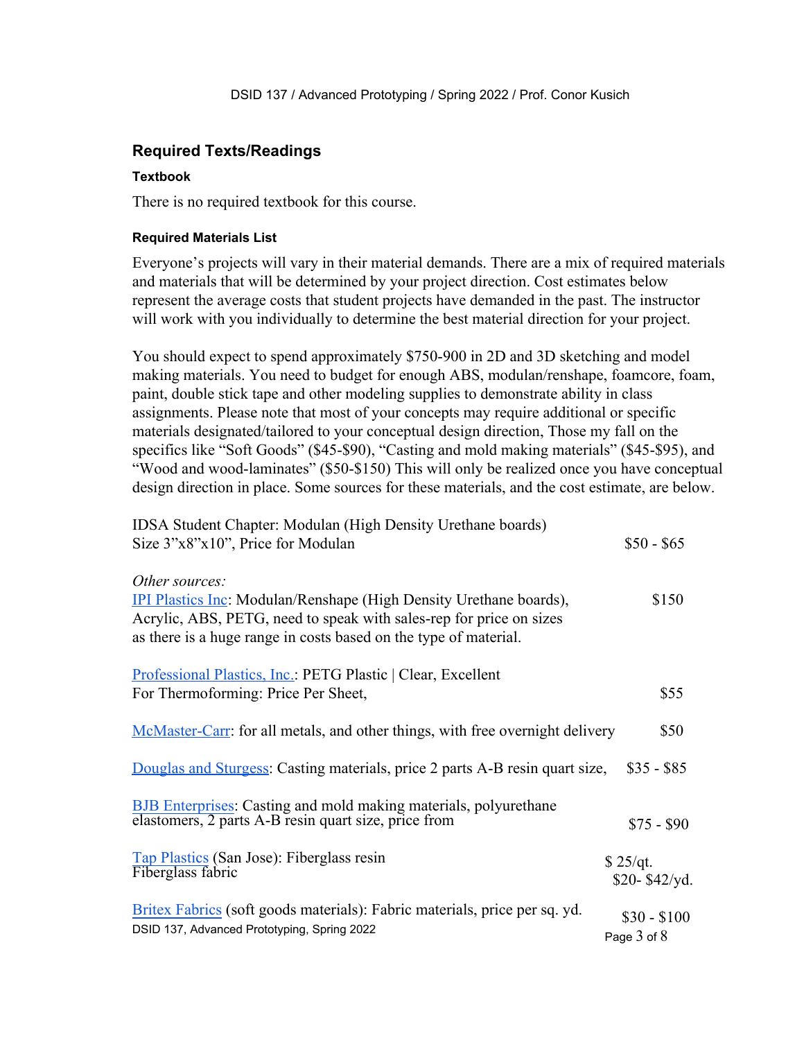## Required Texts/Readings

### Textbook

There is no required textbook for this course.

### Required Materials List

Everyone's projects will vary in their material demands. There are a mix of required materials and materials that will be determined by your project direction. Cost estimates below represent the average costs that student projects have demanded in the past. The instructor will work with you individually to determine the best material direction for your project.

You should expect to spend approximately $750-900 in 2D and 3D sketching and model making materials. You need to budget for enough ABS, modulan/renshape, foamcore, foam, paint, double stick tape and other modeling supplies to demonstrate ability in class assignments. Please note that most of your concepts may require additional or specific materials designated/tailored to your conceptual design direction, Those my fall on the specifics like "Soft Goods" ($45-$90), "Casting and mold making materials" ($45-$95), and "Wood and wood-laminates" ($50-$150) This will only be realized once you have conceptual design direction in place. Some sources for these materials, and the cost estimate, are below.

| Source | Price |
|---|---|
| IDSA Student Chapter: Modulan (High Density Urethane boards) Size 3"x8"x10", Price for Modulan | $50 - $65 |
| *Other sources:* | |
| IPI Plastics Inc: Modulan/Renshape (High Density Urethane boards), Acrylic, ABS, PETG, need to speak with sales-rep for price on sizes as there is a huge range in costs based on the type of material. | $150 |
| Professional Plastics, Inc.: PETG Plastic \| Clear, Excellent For Thermoforming: Price Per Sheet, | $55 |
| McMaster-Carr: for all metals, and other things, with free overnight delivery | $50 |
| Douglas and Sturgess: Casting materials, price 2 parts A-B resin quart size, | $35 - $85 |
| BJB Enterprises: Casting and mold making materials, polyurethane elastomers, 2 parts A-B resin quart size, price from | $75 - $90 |
| Tap Plastics (San Jose): Fiberglass resin | $ 25/qt. |
| Fiberglass fabric | $20- $42/yd. |
| Britex Fabrics (soft goods materials): Fabric materials, price per sq. yd. | $30 - $100 |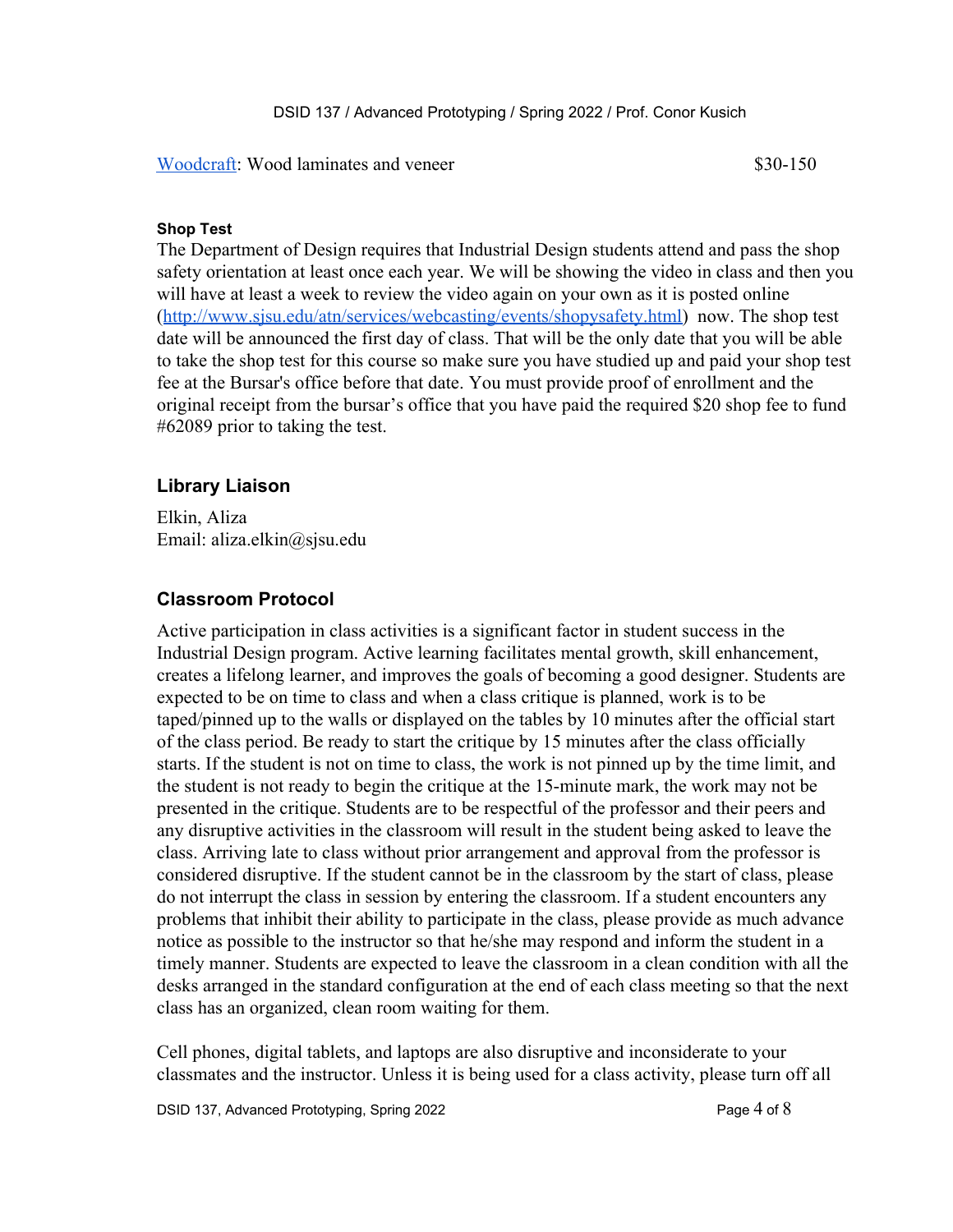[Woodcraft](Woodcraft): Wood laminates and veneer $30-150

**Shop Test**

The Department of Design requires that Industrial Design students attend and pass the shop safety orientation at least once each year. We will be showing the video in class and then you will have at least a week to review the video again on your own as it is posted online ([http://www.sjsu.edu/atn/services/webcasting/events/shopysafety.html](http://www.sjsu.edu/atn/services/webcasting/events/shopysafety.html)) now. The shop test date will be announced the first day of class. That will be the only date that you will be able to take the shop test for this course so make sure you have studied up and paid your shop test fee at the Bursar's office before that date. You must provide proof of enrollment and the original receipt from the bursar's office that you have paid the required $20 shop fee to fund #62089 prior to taking the test.

## Library Liaison

Elkin, Aliza
Email: aliza.elkin@sjsu.edu

## Classroom Protocol

Active participation in class activities is a significant factor in student success in the Industrial Design program. Active learning facilitates mental growth, skill enhancement, creates a lifelong learner, and improves the goals of becoming a good designer. Students are expected to be on time to class and when a class critique is planned, work is to be taped/pinned up to the walls or displayed on the tables by 10 minutes after the official start of the class period. Be ready to start the critique by 15 minutes after the class officially starts. If the student is not on time to class, the work is not pinned up by the time limit, and the student is not ready to begin the critique at the 15-minute mark, the work may not be presented in the critique. Students are to be respectful of the professor and their peers and any disruptive activities in the classroom will result in the student being asked to leave the class. Arriving late to class without prior arrangement and approval from the professor is considered disruptive. If the student cannot be in the classroom by the start of class, please do not interrupt the class in session by entering the classroom. If a student encounters any problems that inhibit their ability to participate in the class, please provide as much advance notice as possible to the instructor so that he/she may respond and inform the student in a timely manner. Students are expected to leave the classroom in a clean condition with all the desks arranged in the standard configuration at the end of each class meeting so that the next class has an organized, clean room waiting for them.

Cell phones, digital tablets, and laptops are also disruptive and inconsiderate to your classmates and the instructor. Unless it is being used for a class activity, please turn off all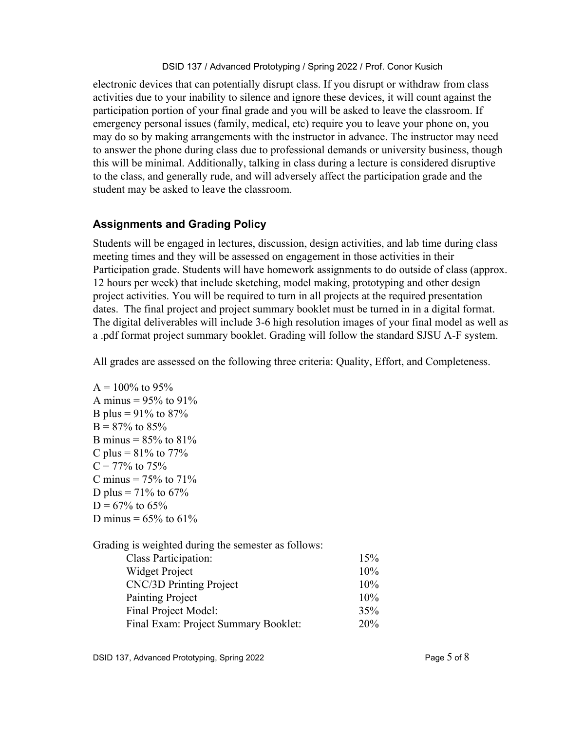electronic devices that can potentially disrupt class. If you disrupt or withdraw from class activities due to your inability to silence and ignore these devices, it will count against the participation portion of your final grade and you will be asked to leave the classroom. If emergency personal issues (family, medical, etc) require you to leave your phone on, you may do so by making arrangements with the instructor in advance. The instructor may need to answer the phone during class due to professional demands or university business, though this will be minimal. Additionally, talking in class during a lecture is considered disruptive to the class, and generally rude, and will adversely affect the participation grade and the student may be asked to leave the classroom.

## Assignments and Grading Policy

Students will be engaged in lectures, discussion, design activities, and lab time during class meeting times and they will be assessed on engagement in those activities in their Participation grade. Students will have homework assignments to do outside of class (approx. 12 hours per week) that include sketching, model making, prototyping and other design project activities. You will be required to turn in all projects at the required presentation dates. The final project and project summary booklet must be turned in in a digital format. The digital deliverables will include 3-6 high resolution images of your final model as well as a .pdf format project summary booklet. Grading will follow the standard SJSU A-F system.

All grades are assessed on the following three criteria: Quality, Effort, and Completeness.

A = 100% to 95%
A minus = 95% to 91%
B plus = 91% to 87%
B = 87% to 85%
B minus = 85% to 81%
C plus = 81% to 77%
C = 77% to 75%
C minus = 75% to 71%
D plus = 71% to 67%
D = 67% to 65%
D minus = 65% to 61%

Grading is weighted during the semester as follows:

| | |
|---|---|
| Class Participation: | 15% |
| Widget Project | 10% |
| CNC/3D Printing Project | 10% |
| Painting Project | 10% |
| Final Project Model: | 35% |
| Final Exam: Project Summary Booklet: | 20% |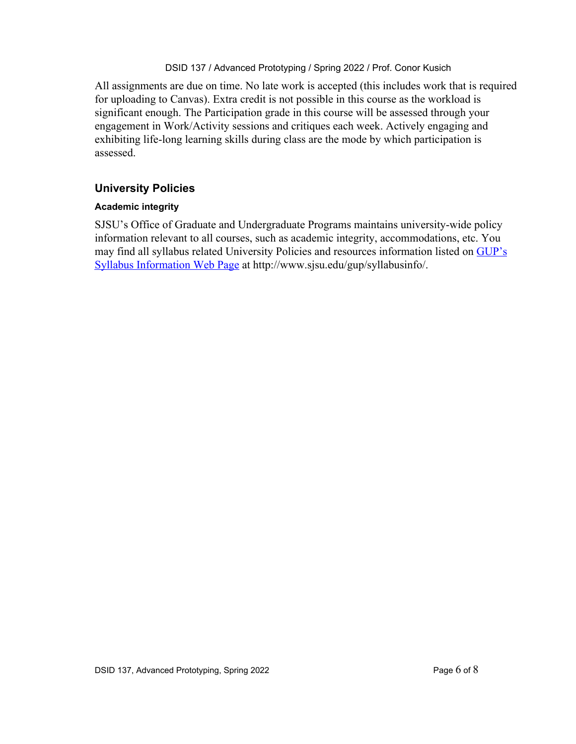All assignments are due on time. No late work is accepted (this includes work that is required for uploading to Canvas). Extra credit is not possible in this course as the workload is significant enough. The Participation grade in this course will be assessed through your engagement in Work/Activity sessions and critiques each week. Actively engaging and exhibiting life-long learning skills during class are the mode by which participation is assessed.

## University Policies

### Academic integrity

SJSU's Office of Graduate and Undergraduate Programs maintains university-wide policy information relevant to all courses, such as academic integrity, accommodations, etc. You may find all syllabus related University Policies and resources information listed on [GUP's Syllabus Information Web Page](http://www.sjsu.edu/gup/syllabusinfo/) at http://www.sjsu.edu/gup/syllabusinfo/.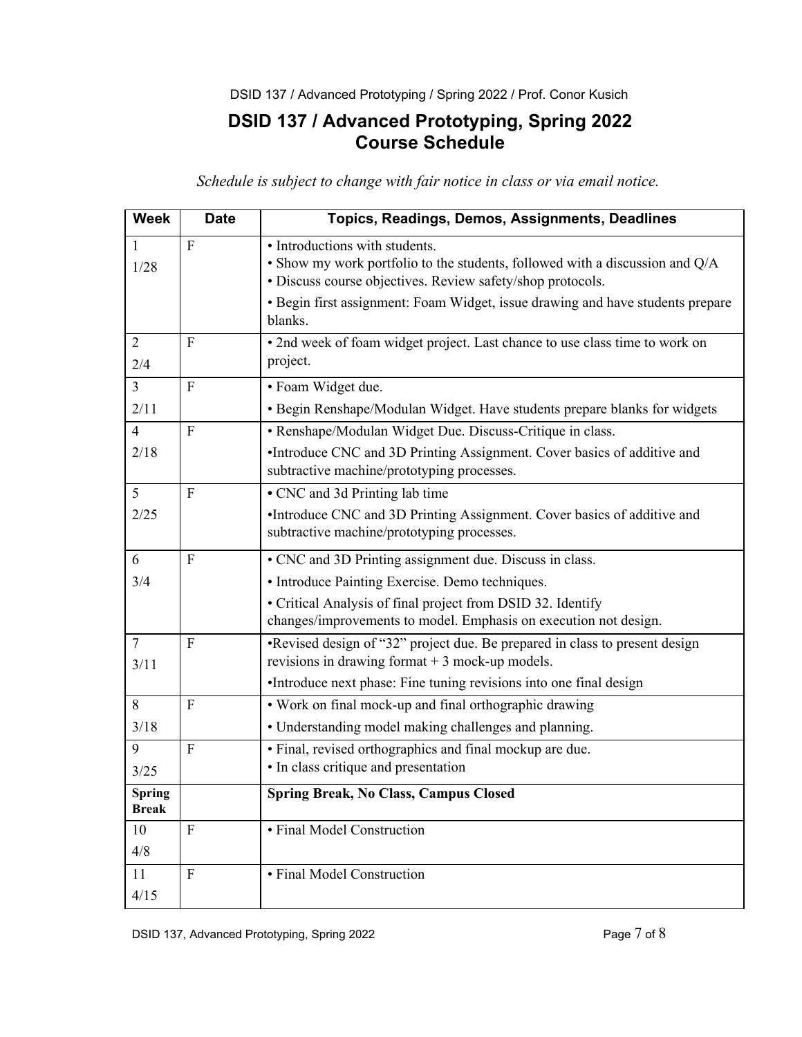# DSID 137 / Advanced Prototyping, Spring 2022
## Course Schedule

*Schedule is subject to change with fair notice in class or via email notice.*

| Week | Date | Topics, Readings, Demos, Assignments, Deadlines |
|---|---|---|
| 1<br>1/28 | F | • Introductions with students.<br>• Show my work portfolio to the students, followed with a discussion and Q/A<br>• Discuss course objectives. Review safety/shop protocols.<br>• Begin first assignment: Foam Widget, issue drawing and have students prepare blanks. |
| 2<br>2/4 | F | • 2nd week of foam widget project. Last chance to use class time to work on project. |
| 3<br>2/11 | F | • Foam Widget due.<br>• Begin Renshape/Modulan Widget. Have students prepare blanks for widgets |
| 4<br>2/18 | F | • Renshape/Modulan Widget Due. Discuss-Critique in class.<br>•Introduce CNC and 3D Printing Assignment. Cover basics of additive and subtractive machine/prototyping processes. |
| 5<br>2/25 | F | • CNC and 3d Printing lab time<br>•Introduce CNC and 3D Printing Assignment. Cover basics of additive and subtractive machine/prototyping processes. |
| 6<br>3/4 | F | • CNC and 3D Printing assignment due. Discuss in class.<br>• Introduce Painting Exercise. Demo techniques.<br>• Critical Analysis of final project from DSID 32. Identify changes/improvements to model. Emphasis on execution not design. |
| 7<br>3/11 | F | •Revised design of "32" project due. Be prepared in class to present design revisions in drawing format + 3 mock-up models.<br>•Introduce next phase: Fine tuning revisions into one final design |
| 8<br>3/18 | F | • Work on final mock-up and final orthographic drawing<br>• Understanding model making challenges and planning. |
| 9<br>3/25 | F | • Final, revised orthographics and final mockup are due.<br>• In class critique and presentation |
| **Spring Break** | | **Spring Break, No Class, Campus Closed** |
| 10<br>4/8 | F | • Final Model Construction |
| 11<br>4/15 | F | • Final Model Construction |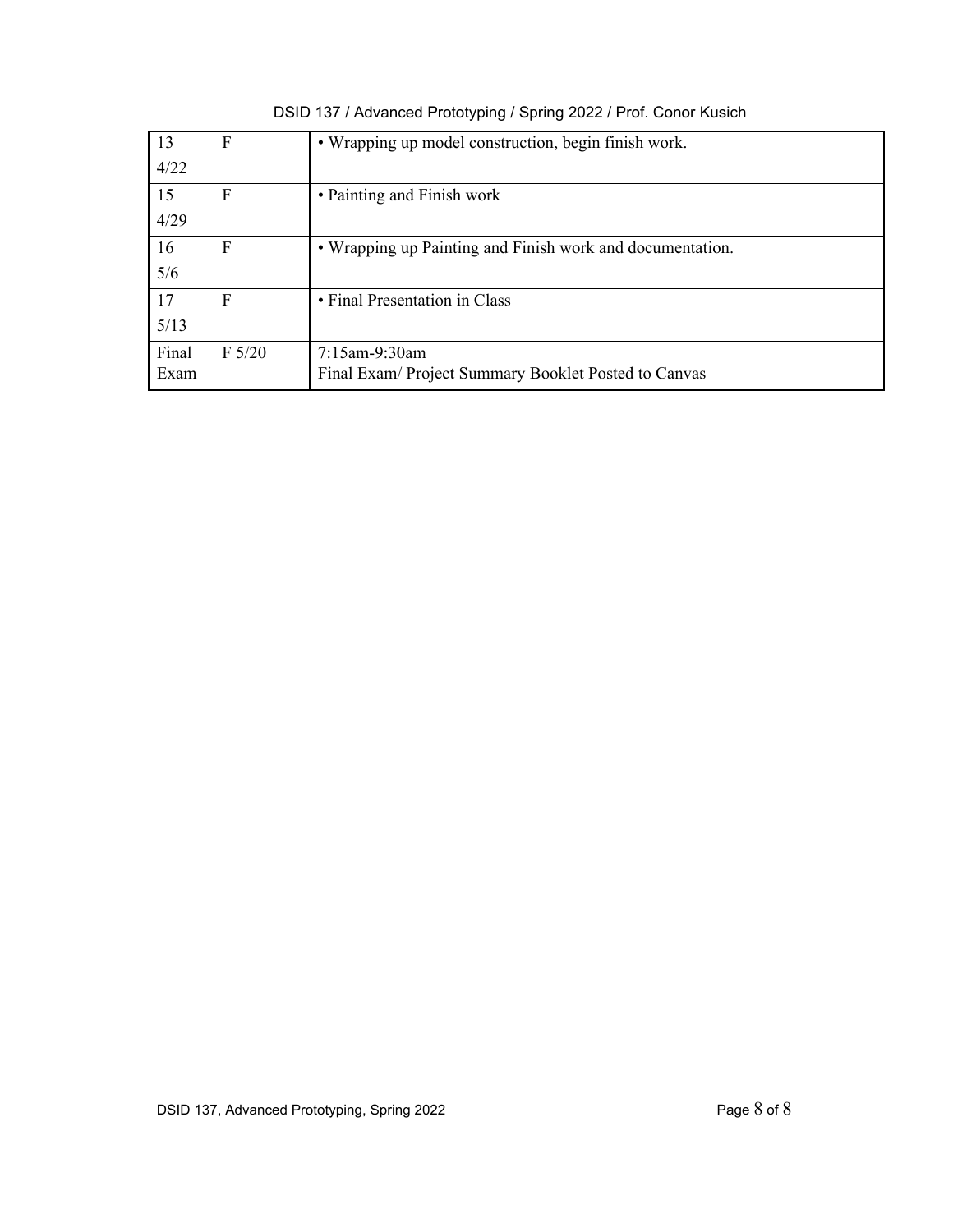| | | |
|---|---|---|
| 13<br>4/22 | F | • Wrapping up model construction, begin finish work. |
| 15<br>4/29 | F | • Painting and Finish work |
| 16<br>5/6 | F | • Wrapping up Painting and Finish work and documentation. |
| 17<br>5/13 | F | • Final Presentation in Class |
| Final Exam | F 5/20 | 7:15am-9:30am<br>Final Exam/ Project Summary Booklet Posted to Canvas |